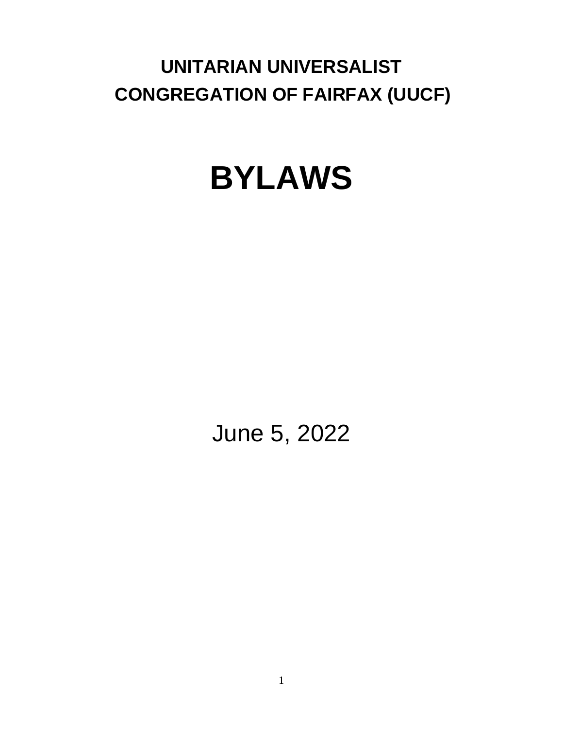# UNITARIAN UNIVERSALIST CONGREGATION OF FAIRFAX (UUCF)

# BYLAWS

June 5, 2022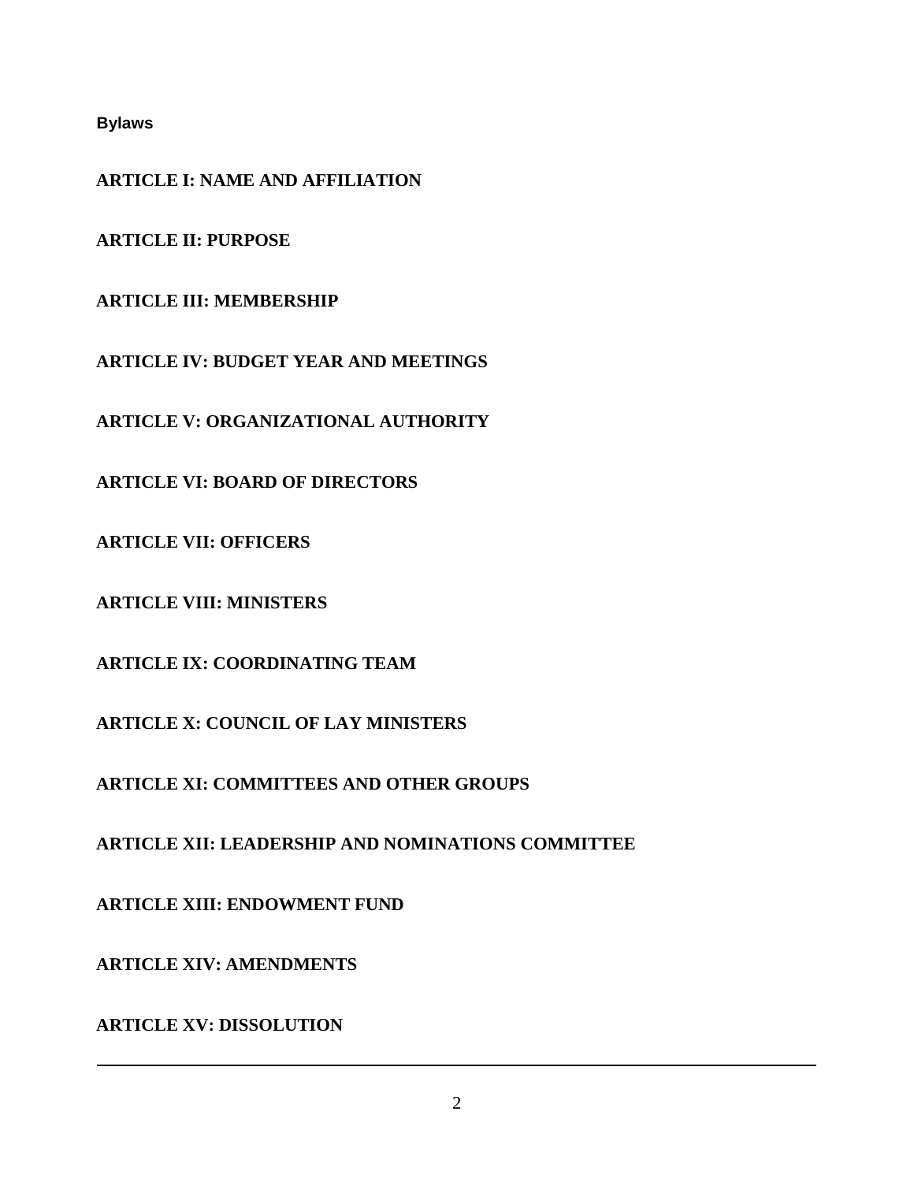**Bylaws**

**ARTICLE I: NAME AND AFFILIATION**

**ARTICLE II: PURPOSE**

**ARTICLE III: MEMBERSHIP**

**ARTICLE IV: BUDGET YEAR AND MEETINGS**

**ARTICLE V: ORGANIZATIONAL AUTHORITY**

**ARTICLE VI: BOARD OF DIRECTORS**

**ARTICLE VII: OFFICERS**

**ARTICLE VIII: MINISTERS**

**ARTICLE IX: COORDINATING TEAM**

**ARTICLE X: COUNCIL OF LAY MINISTERS**

**ARTICLE XI: COMMITTEES AND OTHER GROUPS**

**ARTICLE XII: LEADERSHIP AND NOMINATIONS COMMITTEE**

**ARTICLE XIII: ENDOWMENT FUND**

**ARTICLE XIV: AMENDMENTS**

**ARTICLE XV: DISSOLUTION**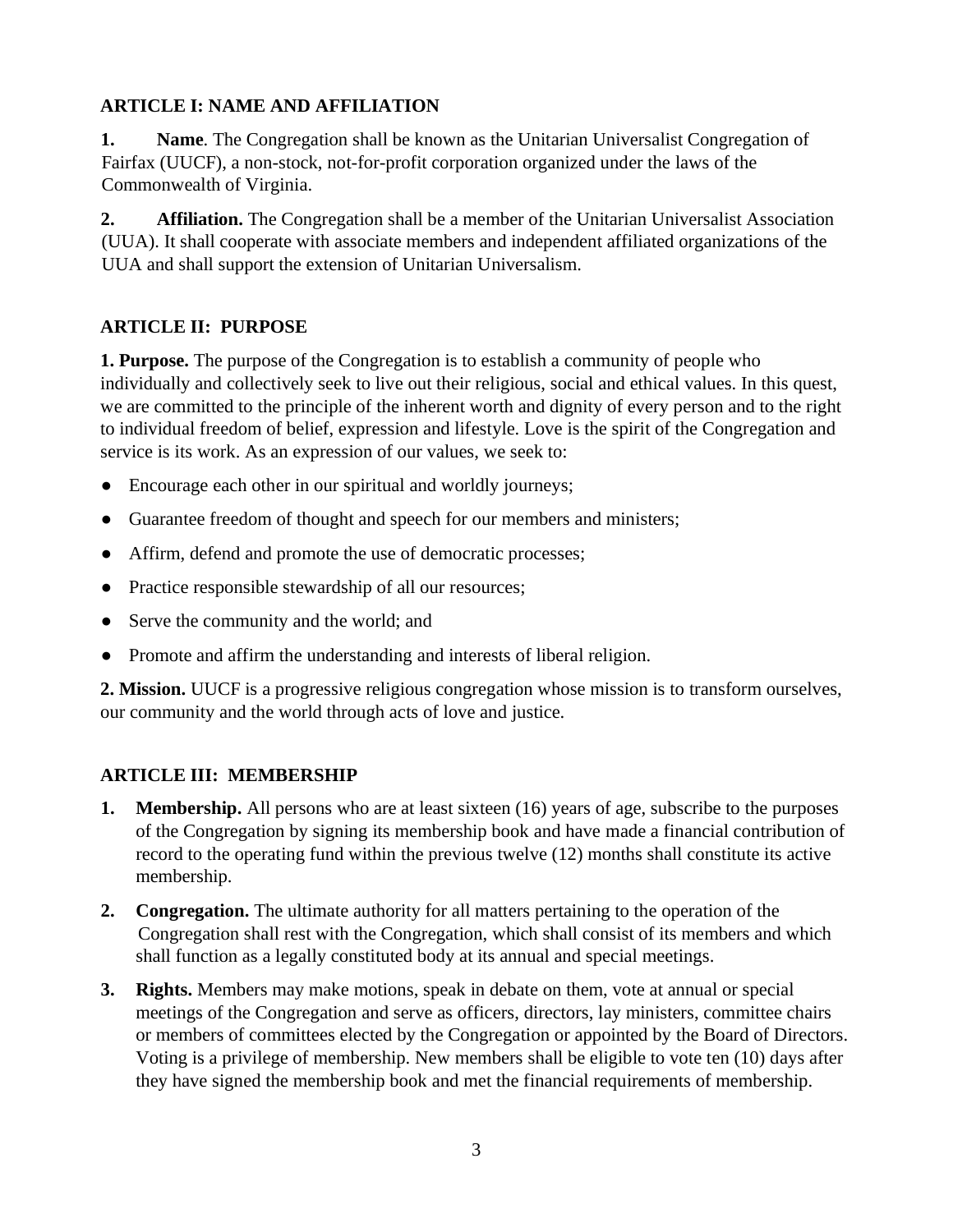## ARTICLE I: NAME AND AFFILIATION

**1. Name**. The Congregation shall be known as the Unitarian Universalist Congregation of Fairfax (UUCF), a non-stock, not-for-profit corporation organized under the laws of the Commonwealth of Virginia.

**2. Affiliation.** The Congregation shall be a member of the Unitarian Universalist Association (UUA). It shall cooperate with associate members and independent affiliated organizations of the UUA and shall support the extension of Unitarian Universalism.

## ARTICLE II: PURPOSE

**1. Purpose.** The purpose of the Congregation is to establish a community of people who individually and collectively seek to live out their religious, social and ethical values. In this quest, we are committed to the principle of the inherent worth and dignity of every person and to the right to individual freedom of belief, expression and lifestyle. Love is the spirit of the Congregation and service is its work. As an expression of our values, we seek to:

- Encourage each other in our spiritual and worldly journeys;
- Guarantee freedom of thought and speech for our members and ministers;
- Affirm, defend and promote the use of democratic processes;
- Practice responsible stewardship of all our resources;
- Serve the community and the world; and
- Promote and affirm the understanding and interests of liberal religion.

**2. Mission.** UUCF is a progressive religious congregation whose mission is to transform ourselves, our community and the world through acts of love and justice.

## ARTICLE III: MEMBERSHIP

1. **Membership.** All persons who are at least sixteen (16) years of age, subscribe to the purposes of the Congregation by signing its membership book and have made a financial contribution of record to the operating fund within the previous twelve (12) months shall constitute its active membership.
2. **Congregation.** The ultimate authority for all matters pertaining to the operation of the Congregation shall rest with the Congregation, which shall consist of its members and which shall function as a legally constituted body at its annual and special meetings.
3. **Rights.** Members may make motions, speak in debate on them, vote at annual or special meetings of the Congregation and serve as officers, directors, lay ministers, committee chairs or members of committees elected by the Congregation or appointed by the Board of Directors. Voting is a privilege of membership. New members shall be eligible to vote ten (10) days after they have signed the membership book and met the financial requirements of membership.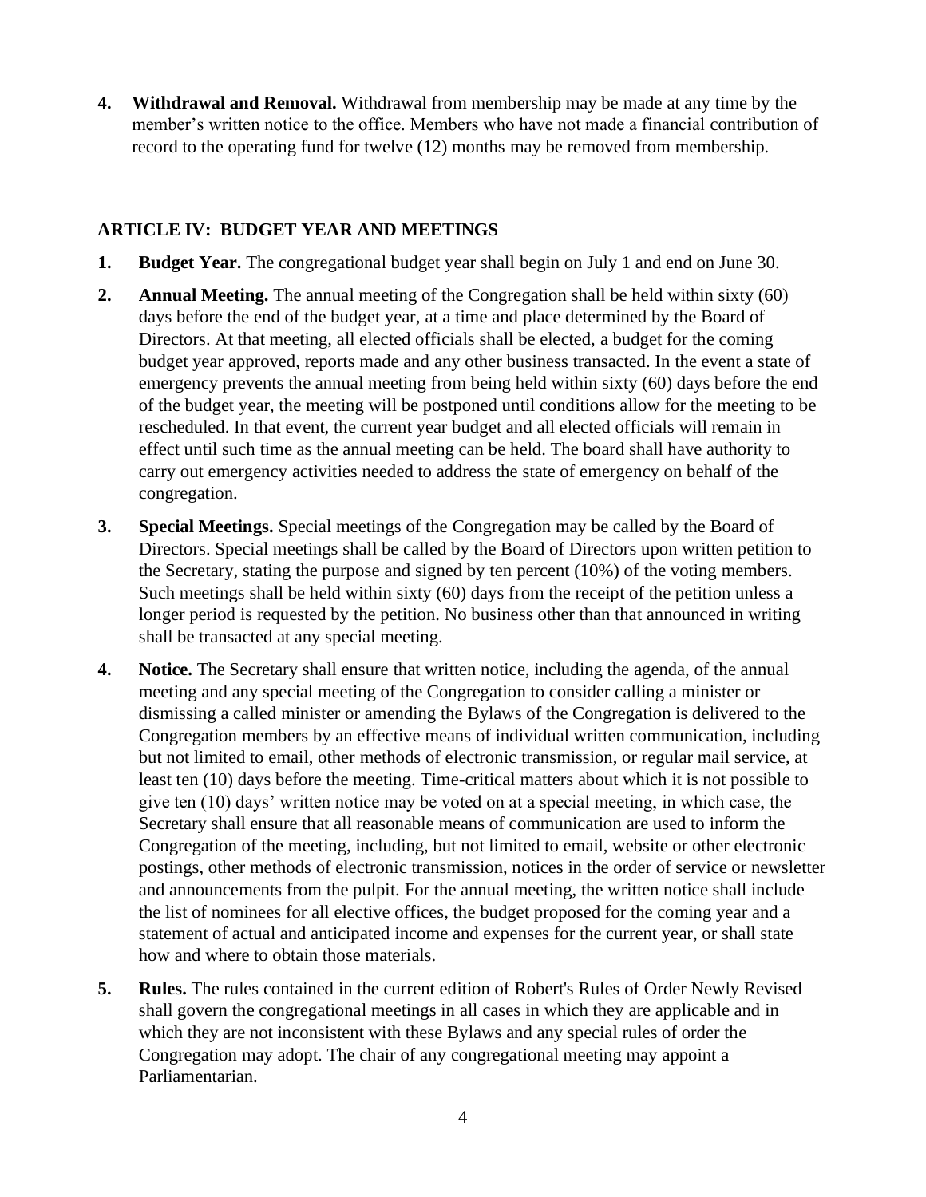4. **Withdrawal and Removal.** Withdrawal from membership may be made at any time by the member's written notice to the office. Members who have not made a financial contribution of record to the operating fund for twelve (12) months may be removed from membership.

## ARTICLE IV: BUDGET YEAR AND MEETINGS

1. **Budget Year.** The congregational budget year shall begin on July 1 and end on June 30.

2. **Annual Meeting.** The annual meeting of the Congregation shall be held within sixty (60) days before the end of the budget year, at a time and place determined by the Board of Directors. At that meeting, all elected officials shall be elected, a budget for the coming budget year approved, reports made and any other business transacted. In the event a state of emergency prevents the annual meeting from being held within sixty (60) days before the end of the budget year, the meeting will be postponed until conditions allow for the meeting to be rescheduled. In that event, the current year budget and all elected officials will remain in effect until such time as the annual meeting can be held. The board shall have authority to carry out emergency activities needed to address the state of emergency on behalf of the congregation.

3. **Special Meetings.** Special meetings of the Congregation may be called by the Board of Directors. Special meetings shall be called by the Board of Directors upon written petition to the Secretary, stating the purpose and signed by ten percent (10%) of the voting members. Such meetings shall be held within sixty (60) days from the receipt of the petition unless a longer period is requested by the petition. No business other than that announced in writing shall be transacted at any special meeting.

4. **Notice.** The Secretary shall ensure that written notice, including the agenda, of the annual meeting and any special meeting of the Congregation to consider calling a minister or dismissing a called minister or amending the Bylaws of the Congregation is delivered to the Congregation members by an effective means of individual written communication, including but not limited to email, other methods of electronic transmission, or regular mail service, at least ten (10) days before the meeting. Time-critical matters about which it is not possible to give ten (10) days' written notice may be voted on at a special meeting, in which case, the Secretary shall ensure that all reasonable means of communication are used to inform the Congregation of the meeting, including, but not limited to email, website or other electronic postings, other methods of electronic transmission, notices in the order of service or newsletter and announcements from the pulpit. For the annual meeting, the written notice shall include the list of nominees for all elective offices, the budget proposed for the coming year and a statement of actual and anticipated income and expenses for the current year, or shall state how and where to obtain those materials.

5. **Rules.** The rules contained in the current edition of Robert's Rules of Order Newly Revised shall govern the congregational meetings in all cases in which they are applicable and in which they are not inconsistent with these Bylaws and any special rules of order the Congregation may adopt. The chair of any congregational meeting may appoint a Parliamentarian.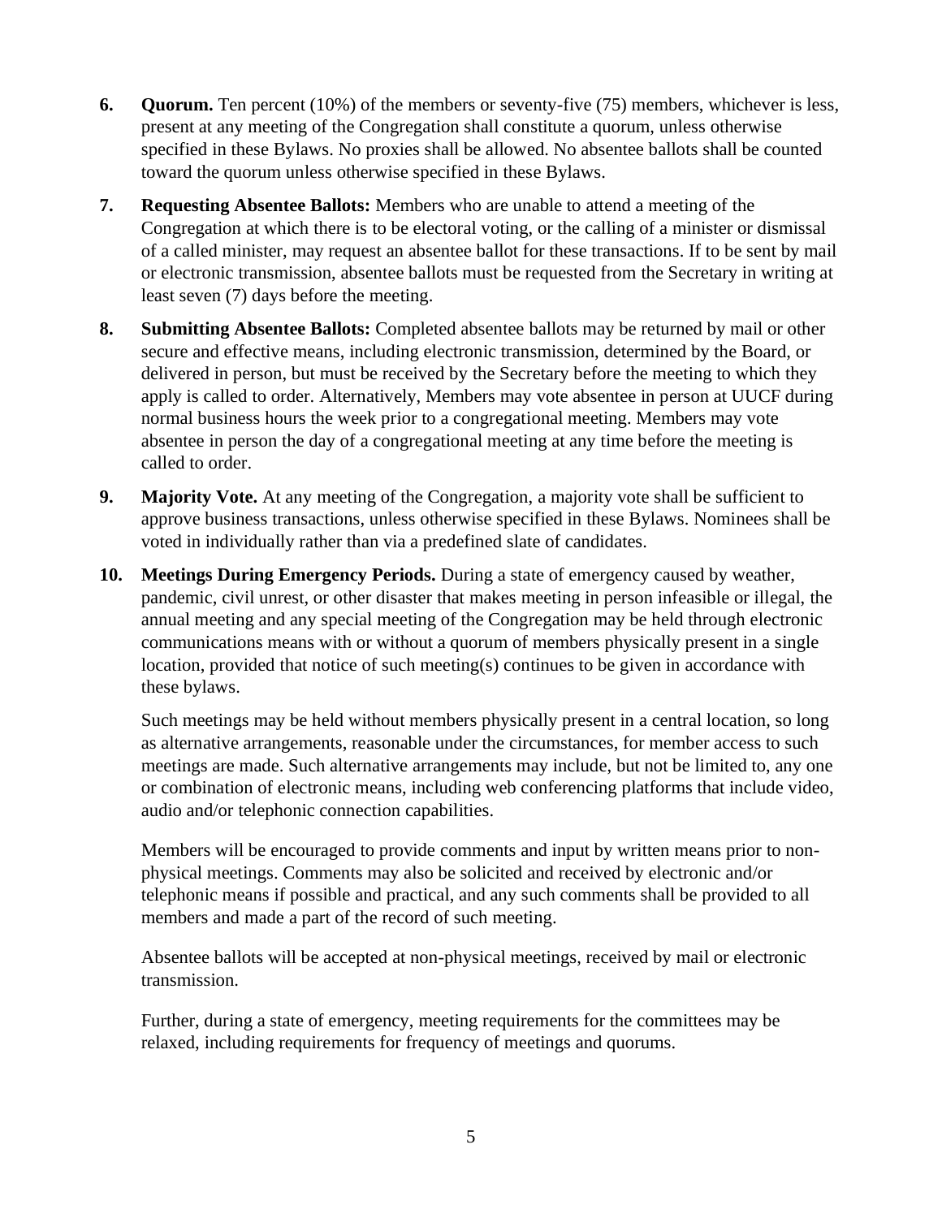6. **Quorum.** Ten percent (10%) of the members or seventy-five (75) members, whichever is less, present at any meeting of the Congregation shall constitute a quorum, unless otherwise specified in these Bylaws. No proxies shall be allowed. No absentee ballots shall be counted toward the quorum unless otherwise specified in these Bylaws.

7. **Requesting Absentee Ballots:** Members who are unable to attend a meeting of the Congregation at which there is to be electoral voting, or the calling of a minister or dismissal of a called minister, may request an absentee ballot for these transactions. If to be sent by mail or electronic transmission, absentee ballots must be requested from the Secretary in writing at least seven (7) days before the meeting.

8. **Submitting Absentee Ballots:** Completed absentee ballots may be returned by mail or other secure and effective means, including electronic transmission, determined by the Board, or delivered in person, but must be received by the Secretary before the meeting to which they apply is called to order. Alternatively, Members may vote absentee in person at UUCF during normal business hours the week prior to a congregational meeting. Members may vote absentee in person the day of a congregational meeting at any time before the meeting is called to order.

9. **Majority Vote.** At any meeting of the Congregation, a majority vote shall be sufficient to approve business transactions, unless otherwise specified in these Bylaws. Nominees shall be voted in individually rather than via a predefined slate of candidates.

10. **Meetings During Emergency Periods.** During a state of emergency caused by weather, pandemic, civil unrest, or other disaster that makes meeting in person infeasible or illegal, the annual meeting and any special meeting of the Congregation may be held through electronic communications means with or without a quorum of members physically present in a single location, provided that notice of such meeting(s) continues to be given in accordance with these bylaws.

    Such meetings may be held without members physically present in a central location, so long as alternative arrangements, reasonable under the circumstances, for member access to such meetings are made. Such alternative arrangements may include, but not be limited to, any one or combination of electronic means, including web conferencing platforms that include video, audio and/or telephonic connection capabilities.

    Members will be encouraged to provide comments and input by written means prior to non-physical meetings. Comments may also be solicited and received by electronic and/or telephonic means if possible and practical, and any such comments shall be provided to all members and made a part of the record of such meeting.

    Absentee ballots will be accepted at non-physical meetings, received by mail or electronic transmission.

    Further, during a state of emergency, meeting requirements for the committees may be relaxed, including requirements for frequency of meetings and quorums.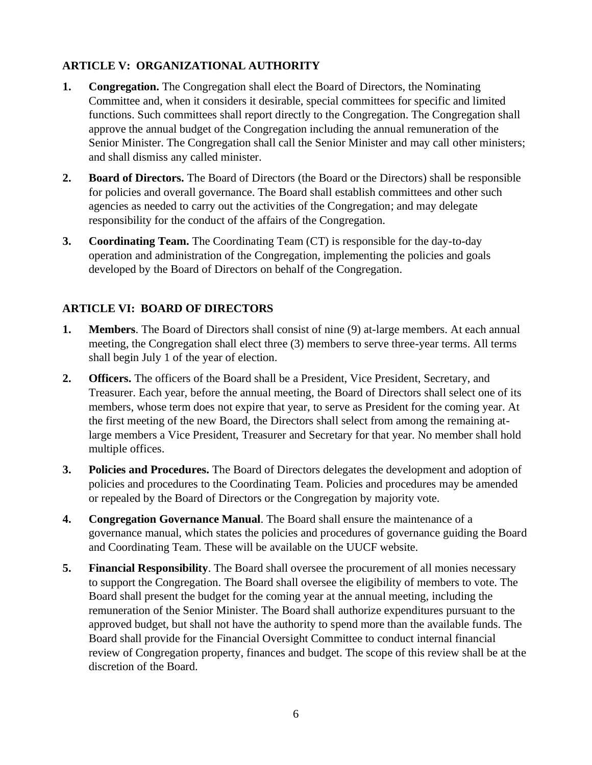## ARTICLE V: ORGANIZATIONAL AUTHORITY

1. **Congregation.** The Congregation shall elect the Board of Directors, the Nominating Committee and, when it considers it desirable, special committees for specific and limited functions. Such committees shall report directly to the Congregation. The Congregation shall approve the annual budget of the Congregation including the annual remuneration of the Senior Minister. The Congregation shall call the Senior Minister and may call other ministers; and shall dismiss any called minister.

2. **Board of Directors.** The Board of Directors (the Board or the Directors) shall be responsible for policies and overall governance. The Board shall establish committees and other such agencies as needed to carry out the activities of the Congregation; and may delegate responsibility for the conduct of the affairs of the Congregation.

3. **Coordinating Team.** The Coordinating Team (CT) is responsible for the day-to-day operation and administration of the Congregation, implementing the policies and goals developed by the Board of Directors on behalf of the Congregation.

## ARTICLE VI: BOARD OF DIRECTORS

1. **Members**. The Board of Directors shall consist of nine (9) at-large members. At each annual meeting, the Congregation shall elect three (3) members to serve three-year terms. All terms shall begin July 1 of the year of election.

2. **Officers.** The officers of the Board shall be a President, Vice President, Secretary, and Treasurer. Each year, before the annual meeting, the Board of Directors shall select one of its members, whose term does not expire that year, to serve as President for the coming year. At the first meeting of the new Board, the Directors shall select from among the remaining at-large members a Vice President, Treasurer and Secretary for that year. No member shall hold multiple offices.

3. **Policies and Procedures.** The Board of Directors delegates the development and adoption of policies and procedures to the Coordinating Team. Policies and procedures may be amended or repealed by the Board of Directors or the Congregation by majority vote.

4. **Congregation Governance Manual**. The Board shall ensure the maintenance of a governance manual, which states the policies and procedures of governance guiding the Board and Coordinating Team. These will be available on the UUCF website.

5. **Financial Responsibility**. The Board shall oversee the procurement of all monies necessary to support the Congregation. The Board shall oversee the eligibility of members to vote. The Board shall present the budget for the coming year at the annual meeting, including the remuneration of the Senior Minister. The Board shall authorize expenditures pursuant to the approved budget, but shall not have the authority to spend more than the available funds. The Board shall provide for the Financial Oversight Committee to conduct internal financial review of Congregation property, finances and budget. The scope of this review shall be at the discretion of the Board.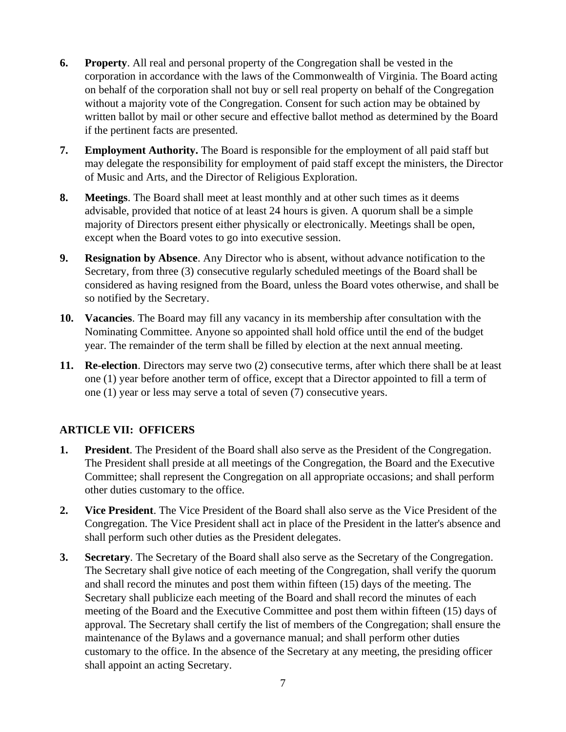6. **Property**. All real and personal property of the Congregation shall be vested in the corporation in accordance with the laws of the Commonwealth of Virginia. The Board acting on behalf of the corporation shall not buy or sell real property on behalf of the Congregation without a majority vote of the Congregation. Consent for such action may be obtained by written ballot by mail or other secure and effective ballot method as determined by the Board if the pertinent facts are presented.

7. **Employment Authority.** The Board is responsible for the employment of all paid staff but may delegate the responsibility for employment of paid staff except the ministers, the Director of Music and Arts, and the Director of Religious Exploration.

8. **Meetings**. The Board shall meet at least monthly and at other such times as it deems advisable, provided that notice of at least 24 hours is given. A quorum shall be a simple majority of Directors present either physically or electronically. Meetings shall be open, except when the Board votes to go into executive session.

9. **Resignation by Absence**. Any Director who is absent, without advance notification to the Secretary, from three (3) consecutive regularly scheduled meetings of the Board shall be considered as having resigned from the Board, unless the Board votes otherwise, and shall be so notified by the Secretary.

10. **Vacancies**. The Board may fill any vacancy in its membership after consultation with the Nominating Committee. Anyone so appointed shall hold office until the end of the budget year. The remainder of the term shall be filled by election at the next annual meeting.

11. **Re-election**. Directors may serve two (2) consecutive terms, after which there shall be at least one (1) year before another term of office, except that a Director appointed to fill a term of one (1) year or less may serve a total of seven (7) consecutive years.

## ARTICLE VII: OFFICERS

1. **President**. The President of the Board shall also serve as the President of the Congregation. The President shall preside at all meetings of the Congregation, the Board and the Executive Committee; shall represent the Congregation on all appropriate occasions; and shall perform other duties customary to the office.

2. **Vice President**. The Vice President of the Board shall also serve as the Vice President of the Congregation. The Vice President shall act in place of the President in the latter's absence and shall perform such other duties as the President delegates.

3. **Secretary**. The Secretary of the Board shall also serve as the Secretary of the Congregation. The Secretary shall give notice of each meeting of the Congregation, shall verify the quorum and shall record the minutes and post them within fifteen (15) days of the meeting. The Secretary shall publicize each meeting of the Board and shall record the minutes of each meeting of the Board and the Executive Committee and post them within fifteen (15) days of approval. The Secretary shall certify the list of members of the Congregation; shall ensure the maintenance of the Bylaws and a governance manual; and shall perform other duties customary to the office. In the absence of the Secretary at any meeting, the presiding officer shall appoint an acting Secretary.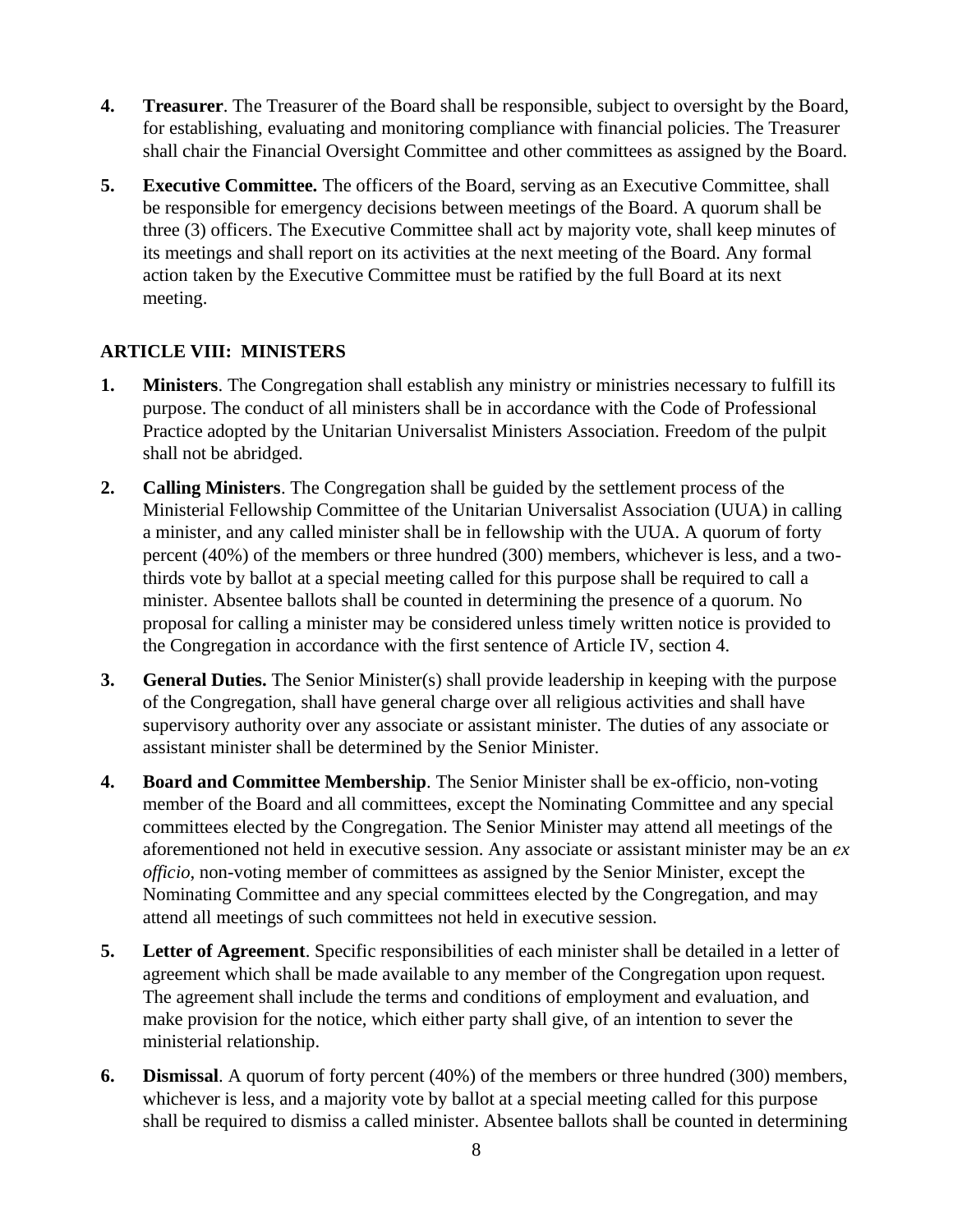4. **Treasurer**. The Treasurer of the Board shall be responsible, subject to oversight by the Board, for establishing, evaluating and monitoring compliance with financial policies. The Treasurer shall chair the Financial Oversight Committee and other committees as assigned by the Board.

5. **Executive Committee.** The officers of the Board, serving as an Executive Committee, shall be responsible for emergency decisions between meetings of the Board. A quorum shall be three (3) officers. The Executive Committee shall act by majority vote, shall keep minutes of its meetings and shall report on its activities at the next meeting of the Board. Any formal action taken by the Executive Committee must be ratified by the full Board at its next meeting.

## ARTICLE VIII: MINISTERS

1. **Ministers**. The Congregation shall establish any ministry or ministries necessary to fulfill its purpose. The conduct of all ministers shall be in accordance with the Code of Professional Practice adopted by the Unitarian Universalist Ministers Association. Freedom of the pulpit shall not be abridged.

2. **Calling Ministers**. The Congregation shall be guided by the settlement process of the Ministerial Fellowship Committee of the Unitarian Universalist Association (UUA) in calling a minister, and any called minister shall be in fellowship with the UUA. A quorum of forty percent (40%) of the members or three hundred (300) members, whichever is less, and a two-thirds vote by ballot at a special meeting called for this purpose shall be required to call a minister. Absentee ballots shall be counted in determining the presence of a quorum. No proposal for calling a minister may be considered unless timely written notice is provided to the Congregation in accordance with the first sentence of Article IV, section 4.

3. **General Duties.** The Senior Minister(s) shall provide leadership in keeping with the purpose of the Congregation, shall have general charge over all religious activities and shall have supervisory authority over any associate or assistant minister. The duties of any associate or assistant minister shall be determined by the Senior Minister.

4. **Board and Committee Membership**. The Senior Minister shall be ex-officio, non-voting member of the Board and all committees, except the Nominating Committee and any special committees elected by the Congregation. The Senior Minister may attend all meetings of the aforementioned not held in executive session. Any associate or assistant minister may be an *ex officio*, non-voting member of committees as assigned by the Senior Minister, except the Nominating Committee and any special committees elected by the Congregation, and may attend all meetings of such committees not held in executive session.

5. **Letter of Agreement**. Specific responsibilities of each minister shall be detailed in a letter of agreement which shall be made available to any member of the Congregation upon request. The agreement shall include the terms and conditions of employment and evaluation, and make provision for the notice, which either party shall give, of an intention to sever the ministerial relationship.

6. **Dismissal**. A quorum of forty percent (40%) of the members or three hundred (300) members, whichever is less, and a majority vote by ballot at a special meeting called for this purpose shall be required to dismiss a called minister. Absentee ballots shall be counted in determining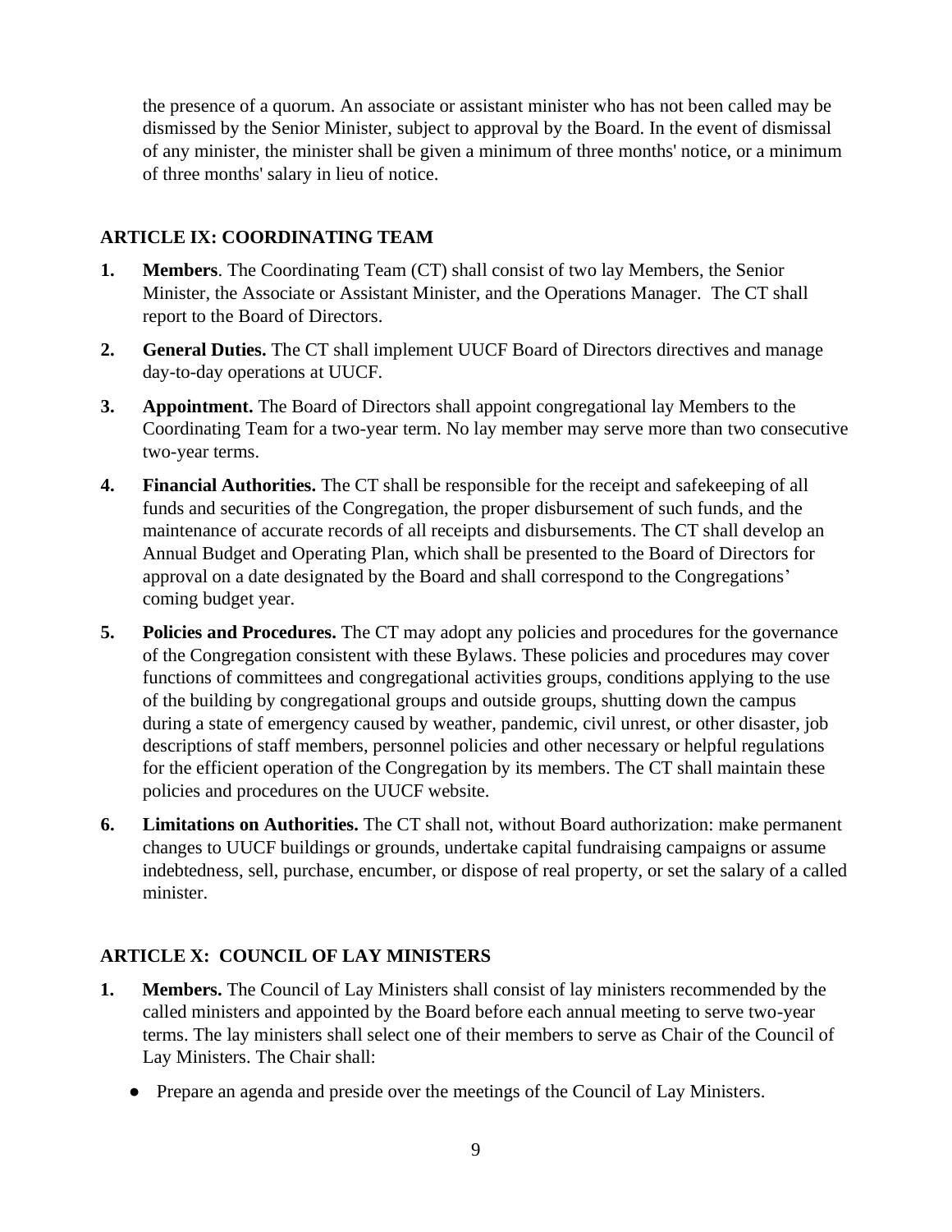the presence of a quorum. An associate or assistant minister who has not been called may be dismissed by the Senior Minister, subject to approval by the Board. In the event of dismissal of any minister, the minister shall be given a minimum of three months' notice, or a minimum of three months' salary in lieu of notice.

## ARTICLE IX: COORDINATING TEAM

1. **Members**. The Coordinating Team (CT) shall consist of two lay Members, the Senior Minister, the Associate or Assistant Minister, and the Operations Manager. The CT shall report to the Board of Directors.
2. **General Duties.** The CT shall implement UUCF Board of Directors directives and manage day-to-day operations at UUCF.
3. **Appointment.** The Board of Directors shall appoint congregational lay Members to the Coordinating Team for a two-year term. No lay member may serve more than two consecutive two-year terms.
4. **Financial Authorities.** The CT shall be responsible for the receipt and safekeeping of all funds and securities of the Congregation, the proper disbursement of such funds, and the maintenance of accurate records of all receipts and disbursements. The CT shall develop an Annual Budget and Operating Plan, which shall be presented to the Board of Directors for approval on a date designated by the Board and shall correspond to the Congregations' coming budget year.
5. **Policies and Procedures.** The CT may adopt any policies and procedures for the governance of the Congregation consistent with these Bylaws. These policies and procedures may cover functions of committees and congregational activities groups, conditions applying to the use of the building by congregational groups and outside groups, shutting down the campus during a state of emergency caused by weather, pandemic, civil unrest, or other disaster, job descriptions of staff members, personnel policies and other necessary or helpful regulations for the efficient operation of the Congregation by its members. The CT shall maintain these policies and procedures on the UUCF website.
6. **Limitations on Authorities.** The CT shall not, without Board authorization: make permanent changes to UUCF buildings or grounds, undertake capital fundraising campaigns or assume indebtedness, sell, purchase, encumber, or dispose of real property, or set the salary of a called minister.

## ARTICLE X: COUNCIL OF LAY MINISTERS

1. **Members.** The Council of Lay Ministers shall consist of lay ministers recommended by the called ministers and appointed by the Board before each annual meeting to serve two-year terms. The lay ministers shall select one of their members to serve as Chair of the Council of Lay Ministers. The Chair shall:
   - Prepare an agenda and preside over the meetings of the Council of Lay Ministers.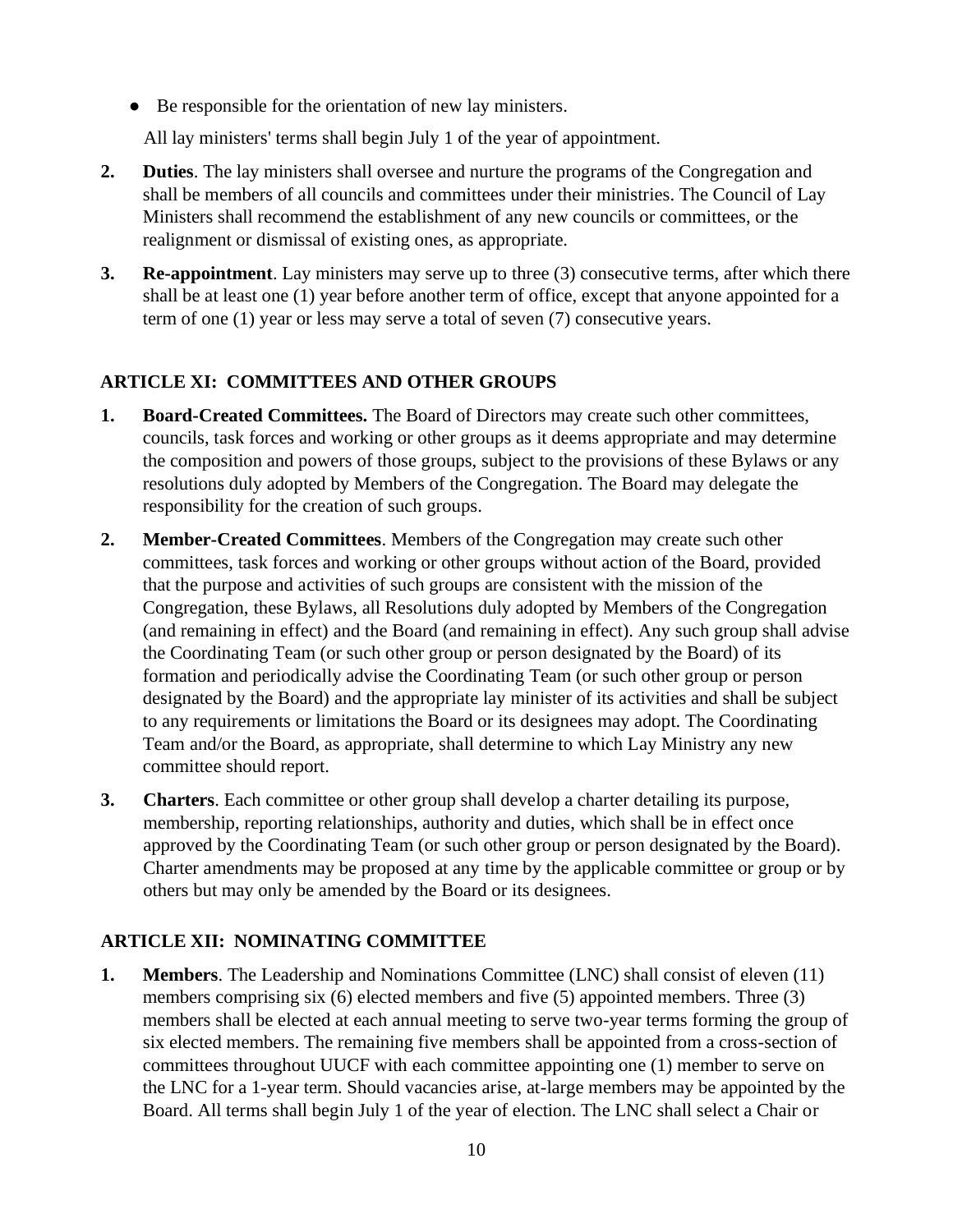- Be responsible for the orientation of new lay ministers.

All lay ministers' terms shall begin July 1 of the year of appointment.

2. **Duties**. The lay ministers shall oversee and nurture the programs of the Congregation and shall be members of all councils and committees under their ministries. The Council of Lay Ministers shall recommend the establishment of any new councils or committees, or the realignment or dismissal of existing ones, as appropriate.

3. **Re-appointment**. Lay ministers may serve up to three (3) consecutive terms, after which there shall be at least one (1) year before another term of office, except that anyone appointed for a term of one (1) year or less may serve a total of seven (7) consecutive years.

## ARTICLE XI: COMMITTEES AND OTHER GROUPS

1. **Board-Created Committees.** The Board of Directors may create such other committees, councils, task forces and working or other groups as it deems appropriate and may determine the composition and powers of those groups, subject to the provisions of these Bylaws or any resolutions duly adopted by Members of the Congregation. The Board may delegate the responsibility for the creation of such groups.

2. **Member-Created Committees**. Members of the Congregation may create such other committees, task forces and working or other groups without action of the Board, provided that the purpose and activities of such groups are consistent with the mission of the Congregation, these Bylaws, all Resolutions duly adopted by Members of the Congregation (and remaining in effect) and the Board (and remaining in effect). Any such group shall advise the Coordinating Team (or such other group or person designated by the Board) of its formation and periodically advise the Coordinating Team (or such other group or person designated by the Board) and the appropriate lay minister of its activities and shall be subject to any requirements or limitations the Board or its designees may adopt. The Coordinating Team and/or the Board, as appropriate, shall determine to which Lay Ministry any new committee should report.

3. **Charters**. Each committee or other group shall develop a charter detailing its purpose, membership, reporting relationships, authority and duties, which shall be in effect once approved by the Coordinating Team (or such other group or person designated by the Board). Charter amendments may be proposed at any time by the applicable committee or group or by others but may only be amended by the Board or its designees.

## ARTICLE XII: NOMINATING COMMITTEE

1. **Members**. The Leadership and Nominations Committee (LNC) shall consist of eleven (11) members comprising six (6) elected members and five (5) appointed members. Three (3) members shall be elected at each annual meeting to serve two-year terms forming the group of six elected members. The remaining five members shall be appointed from a cross-section of committees throughout UUCF with each committee appointing one (1) member to serve on the LNC for a 1-year term. Should vacancies arise, at-large members may be appointed by the Board. All terms shall begin July 1 of the year of election. The LNC shall select a Chair or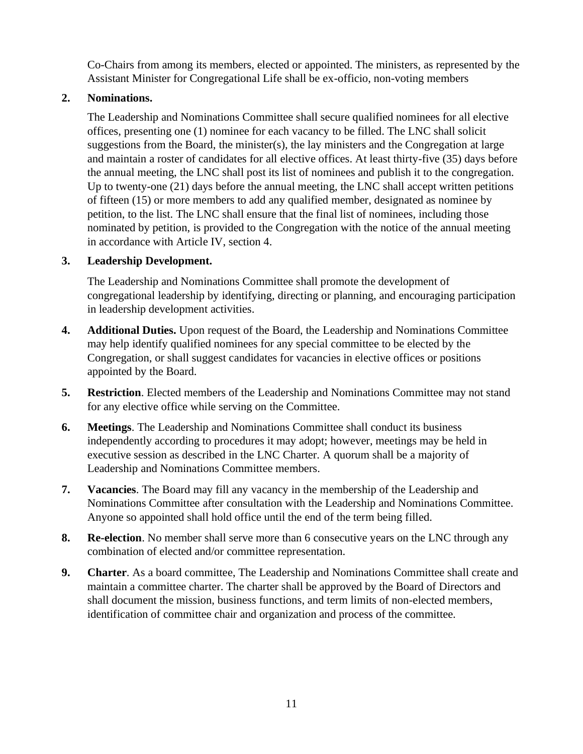Co-Chairs from among its members, elected or appointed. The ministers, as represented by the Assistant Minister for Congregational Life shall be ex-officio, non-voting members

**2. Nominations.**

The Leadership and Nominations Committee shall secure qualified nominees for all elective offices, presenting one (1) nominee for each vacancy to be filled. The LNC shall solicit suggestions from the Board, the minister(s), the lay ministers and the Congregation at large and maintain a roster of candidates for all elective offices. At least thirty-five (35) days before the annual meeting, the LNC shall post its list of nominees and publish it to the congregation. Up to twenty-one (21) days before the annual meeting, the LNC shall accept written petitions of fifteen (15) or more members to add any qualified member, designated as nominee by petition, to the list. The LNC shall ensure that the final list of nominees, including those nominated by petition, is provided to the Congregation with the notice of the annual meeting in accordance with Article IV, section 4.

**3. Leadership Development.**

The Leadership and Nominations Committee shall promote the development of congregational leadership by identifying, directing or planning, and encouraging participation in leadership development activities.

**4. Additional Duties.** Upon request of the Board, the Leadership and Nominations Committee may help identify qualified nominees for any special committee to be elected by the Congregation, or shall suggest candidates for vacancies in elective offices or positions appointed by the Board.

**5. Restriction**. Elected members of the Leadership and Nominations Committee may not stand for any elective office while serving on the Committee.

**6. Meetings**. The Leadership and Nominations Committee shall conduct its business independently according to procedures it may adopt; however, meetings may be held in executive session as described in the LNC Charter. A quorum shall be a majority of Leadership and Nominations Committee members.

**7. Vacancies**. The Board may fill any vacancy in the membership of the Leadership and Nominations Committee after consultation with the Leadership and Nominations Committee. Anyone so appointed shall hold office until the end of the term being filled.

**8. Re-election**. No member shall serve more than 6 consecutive years on the LNC through any combination of elected and/or committee representation.

**9. Charter**. As a board committee, The Leadership and Nominations Committee shall create and maintain a committee charter. The charter shall be approved by the Board of Directors and shall document the mission, business functions, and term limits of non-elected members, identification of committee chair and organization and process of the committee.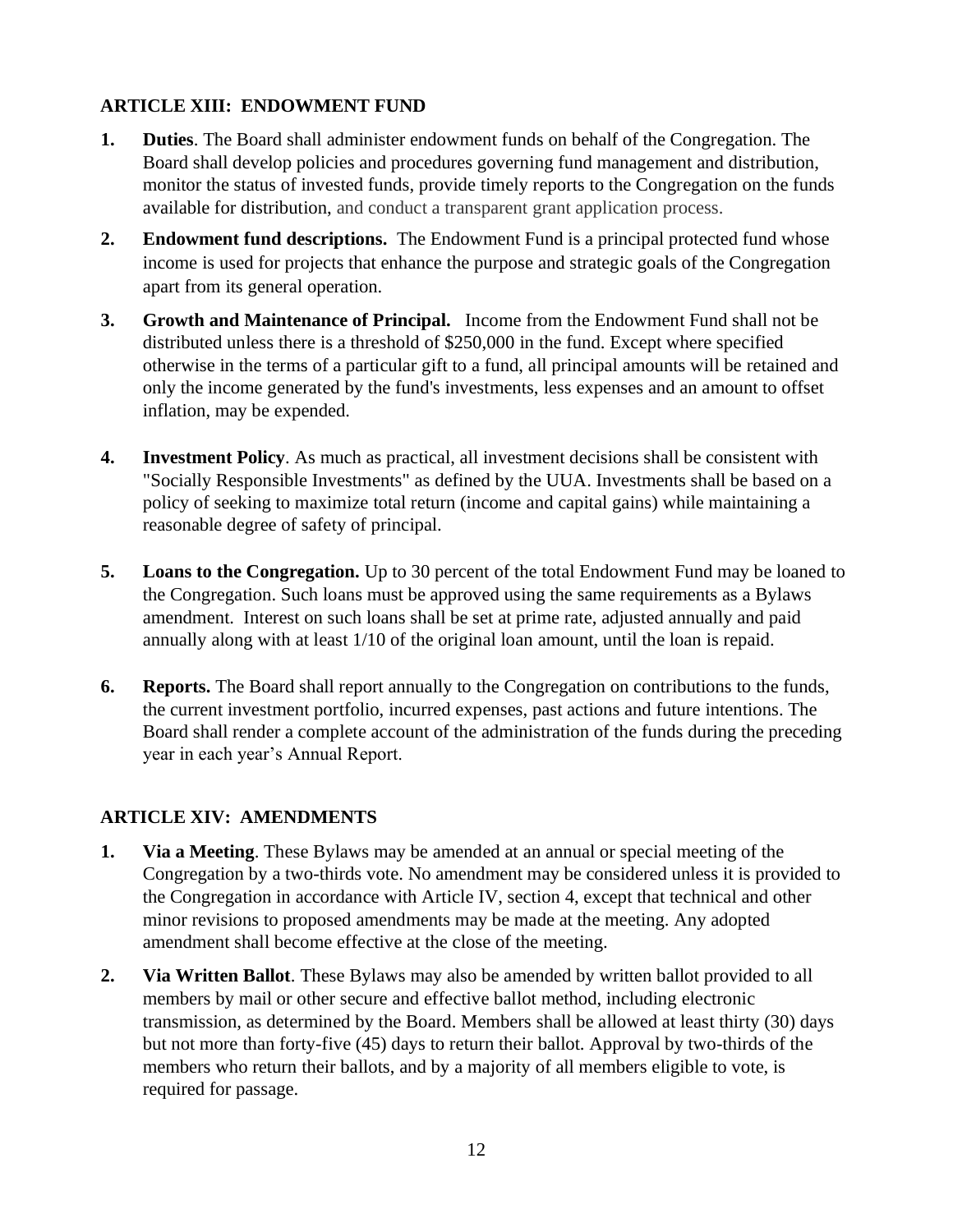## ARTICLE XIII: ENDOWMENT FUND

1. **Duties**. The Board shall administer endowment funds on behalf of the Congregation. The Board shall develop policies and procedures governing fund management and distribution, monitor the status of invested funds, provide timely reports to the Congregation on the funds available for distribution, and conduct a transparent grant application process.

2. **Endowment fund descriptions.** The Endowment Fund is a principal protected fund whose income is used for projects that enhance the purpose and strategic goals of the Congregation apart from its general operation.

3. **Growth and Maintenance of Principal.** Income from the Endowment Fund shall not be distributed unless there is a threshold of $250,000 in the fund. Except where specified otherwise in the terms of a particular gift to a fund, all principal amounts will be retained and only the income generated by the fund's investments, less expenses and an amount to offset inflation, may be expended.

4. **Investment Policy**. As much as practical, all investment decisions shall be consistent with "Socially Responsible Investments" as defined by the UUA. Investments shall be based on a policy of seeking to maximize total return (income and capital gains) while maintaining a reasonable degree of safety of principal.

5. **Loans to the Congregation.** Up to 30 percent of the total Endowment Fund may be loaned to the Congregation. Such loans must be approved using the same requirements as a Bylaws amendment. Interest on such loans shall be set at prime rate, adjusted annually and paid annually along with at least 1/10 of the original loan amount, until the loan is repaid.

6. **Reports.** The Board shall report annually to the Congregation on contributions to the funds, the current investment portfolio, incurred expenses, past actions and future intentions. The Board shall render a complete account of the administration of the funds during the preceding year in each year's Annual Report.

## ARTICLE XIV: AMENDMENTS

1. **Via a Meeting**. These Bylaws may be amended at an annual or special meeting of the Congregation by a two-thirds vote. No amendment may be considered unless it is provided to the Congregation in accordance with Article IV, section 4, except that technical and other minor revisions to proposed amendments may be made at the meeting. Any adopted amendment shall become effective at the close of the meeting.

2. **Via Written Ballot**. These Bylaws may also be amended by written ballot provided to all members by mail or other secure and effective ballot method, including electronic transmission, as determined by the Board. Members shall be allowed at least thirty (30) days but not more than forty-five (45) days to return their ballot. Approval by two-thirds of the members who return their ballots, and by a majority of all members eligible to vote, is required for passage.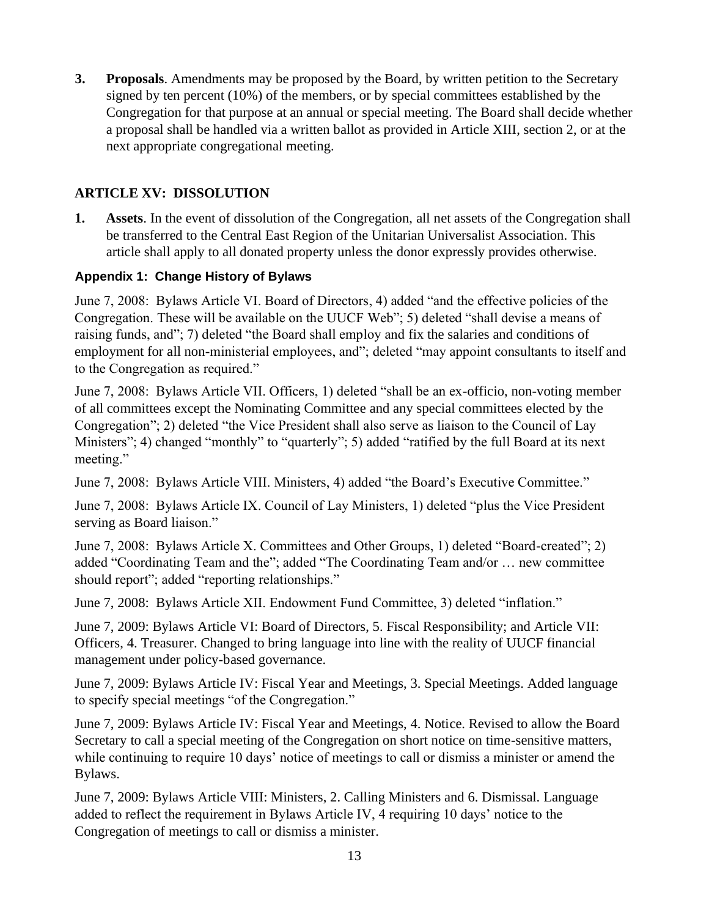**3. Proposals**. Amendments may be proposed by the Board, by written petition to the Secretary signed by ten percent (10%) of the members, or by special committees established by the Congregation for that purpose at an annual or special meeting. The Board shall decide whether a proposal shall be handled via a written ballot as provided in Article XIII, section 2, or at the next appropriate congregational meeting.

## ARTICLE XV: DISSOLUTION

**1. Assets**. In the event of dissolution of the Congregation, all net assets of the Congregation shall be transferred to the Central East Region of the Unitarian Universalist Association. This article shall apply to all donated property unless the donor expressly provides otherwise.

### Appendix 1: Change History of Bylaws

June 7, 2008: Bylaws Article VI. Board of Directors, 4) added "and the effective policies of the Congregation. These will be available on the UUCF Web"; 5) deleted "shall devise a means of raising funds, and"; 7) deleted "the Board shall employ and fix the salaries and conditions of employment for all non-ministerial employees, and"; deleted "may appoint consultants to itself and to the Congregation as required."

June 7, 2008: Bylaws Article VII. Officers, 1) deleted "shall be an ex-officio, non-voting member of all committees except the Nominating Committee and any special committees elected by the Congregation"; 2) deleted "the Vice President shall also serve as liaison to the Council of Lay Ministers"; 4) changed "monthly" to "quarterly"; 5) added "ratified by the full Board at its next meeting."

June 7, 2008: Bylaws Article VIII. Ministers, 4) added "the Board's Executive Committee."

June 7, 2008: Bylaws Article IX. Council of Lay Ministers, 1) deleted "plus the Vice President serving as Board liaison."

June 7, 2008: Bylaws Article X. Committees and Other Groups, 1) deleted "Board-created"; 2) added "Coordinating Team and the"; added "The Coordinating Team and/or … new committee should report"; added "reporting relationships."

June 7, 2008: Bylaws Article XII. Endowment Fund Committee, 3) deleted "inflation."

June 7, 2009: Bylaws Article VI: Board of Directors, 5. Fiscal Responsibility; and Article VII: Officers, 4. Treasurer. Changed to bring language into line with the reality of UUCF financial management under policy-based governance.

June 7, 2009: Bylaws Article IV: Fiscal Year and Meetings, 3. Special Meetings. Added language to specify special meetings "of the Congregation."

June 7, 2009: Bylaws Article IV: Fiscal Year and Meetings, 4. Notice. Revised to allow the Board Secretary to call a special meeting of the Congregation on short notice on time-sensitive matters, while continuing to require 10 days' notice of meetings to call or dismiss a minister or amend the Bylaws.

June 7, 2009: Bylaws Article VIII: Ministers, 2. Calling Ministers and 6. Dismissal. Language added to reflect the requirement in Bylaws Article IV, 4 requiring 10 days' notice to the Congregation of meetings to call or dismiss a minister.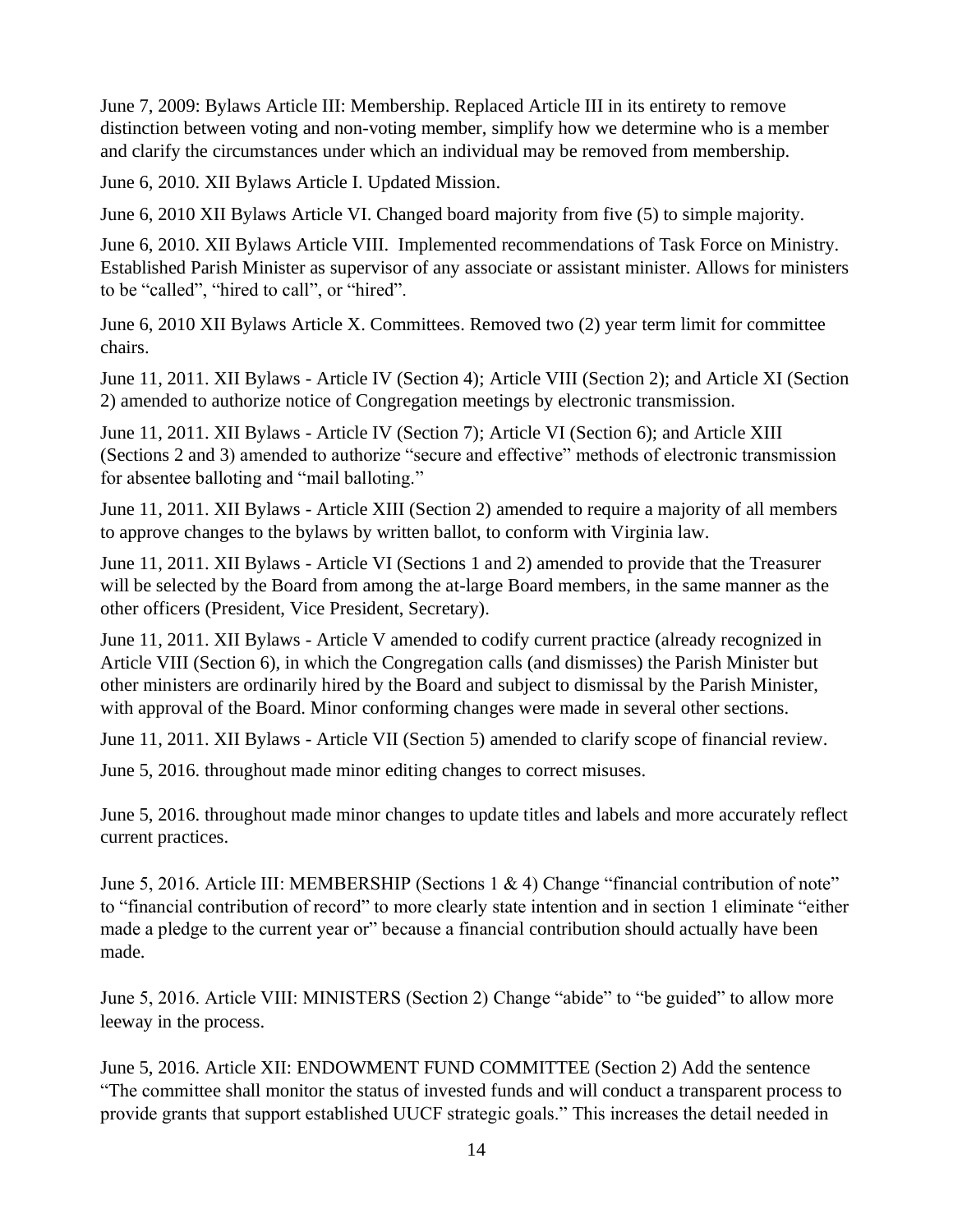June 7, 2009: Bylaws Article III: Membership. Replaced Article III in its entirety to remove distinction between voting and non-voting member, simplify how we determine who is a member and clarify the circumstances under which an individual may be removed from membership.

June 6, 2010. XII Bylaws Article I. Updated Mission.

June 6, 2010 XII Bylaws Article VI. Changed board majority from five (5) to simple majority.

June 6, 2010. XII Bylaws Article VIII. Implemented recommendations of Task Force on Ministry. Established Parish Minister as supervisor of any associate or assistant minister. Allows for ministers to be "called", "hired to call", or "hired".

June 6, 2010 XII Bylaws Article X. Committees. Removed two (2) year term limit for committee chairs.

June 11, 2011. XII Bylaws - Article IV (Section 4); Article VIII (Section 2); and Article XI (Section 2) amended to authorize notice of Congregation meetings by electronic transmission.

June 11, 2011. XII Bylaws - Article IV (Section 7); Article VI (Section 6); and Article XIII (Sections 2 and 3) amended to authorize "secure and effective" methods of electronic transmission for absentee balloting and "mail balloting."

June 11, 2011. XII Bylaws - Article XIII (Section 2) amended to require a majority of all members to approve changes to the bylaws by written ballot, to conform with Virginia law.

June 11, 2011. XII Bylaws - Article VI (Sections 1 and 2) amended to provide that the Treasurer will be selected by the Board from among the at-large Board members, in the same manner as the other officers (President, Vice President, Secretary).

June 11, 2011. XII Bylaws - Article V amended to codify current practice (already recognized in Article VIII (Section 6), in which the Congregation calls (and dismisses) the Parish Minister but other ministers are ordinarily hired by the Board and subject to dismissal by the Parish Minister, with approval of the Board. Minor conforming changes were made in several other sections.

June 11, 2011. XII Bylaws - Article VII (Section 5) amended to clarify scope of financial review.

June 5, 2016. throughout made minor editing changes to correct misuses.

June 5, 2016. throughout made minor changes to update titles and labels and more accurately reflect current practices.

June 5, 2016. Article III: MEMBERSHIP (Sections 1 & 4) Change "financial contribution of note" to "financial contribution of record" to more clearly state intention and in section 1 eliminate "either made a pledge to the current year or" because a financial contribution should actually have been made.

June 5, 2016. Article VIII: MINISTERS (Section 2) Change "abide" to "be guided" to allow more leeway in the process.

June 5, 2016. Article XII: ENDOWMENT FUND COMMITTEE (Section 2) Add the sentence "The committee shall monitor the status of invested funds and will conduct a transparent process to provide grants that support established UUCF strategic goals." This increases the detail needed in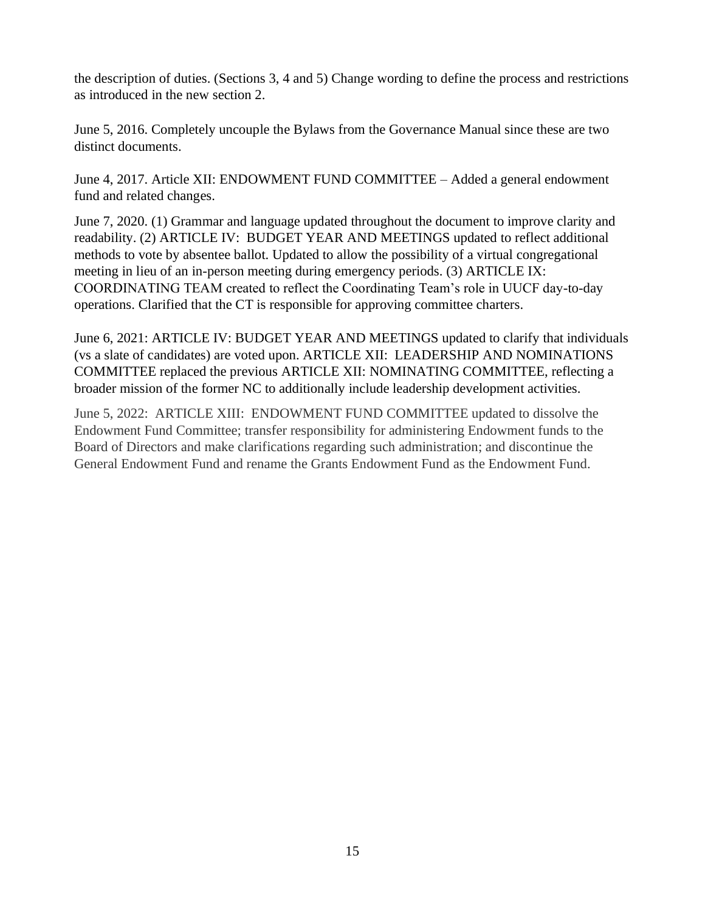the description of duties. (Sections 3, 4 and 5) Change wording to define the process and restrictions as introduced in the new section 2.

June 5, 2016. Completely uncouple the Bylaws from the Governance Manual since these are two distinct documents.

June 4, 2017. Article XII: ENDOWMENT FUND COMMITTEE – Added a general endowment fund and related changes.

June 7, 2020. (1) Grammar and language updated throughout the document to improve clarity and readability. (2) ARTICLE IV: BUDGET YEAR AND MEETINGS updated to reflect additional methods to vote by absentee ballot. Updated to allow the possibility of a virtual congregational meeting in lieu of an in-person meeting during emergency periods. (3) ARTICLE IX: COORDINATING TEAM created to reflect the Coordinating Team's role in UUCF day-to-day operations. Clarified that the CT is responsible for approving committee charters.

June 6, 2021: ARTICLE IV: BUDGET YEAR AND MEETINGS updated to clarify that individuals (vs a slate of candidates) are voted upon. ARTICLE XII: LEADERSHIP AND NOMINATIONS COMMITTEE replaced the previous ARTICLE XII: NOMINATING COMMITTEE, reflecting a broader mission of the former NC to additionally include leadership development activities.

June 5, 2022: ARTICLE XIII: ENDOWMENT FUND COMMITTEE updated to dissolve the Endowment Fund Committee; transfer responsibility for administering Endowment funds to the Board of Directors and make clarifications regarding such administration; and discontinue the General Endowment Fund and rename the Grants Endowment Fund as the Endowment Fund.